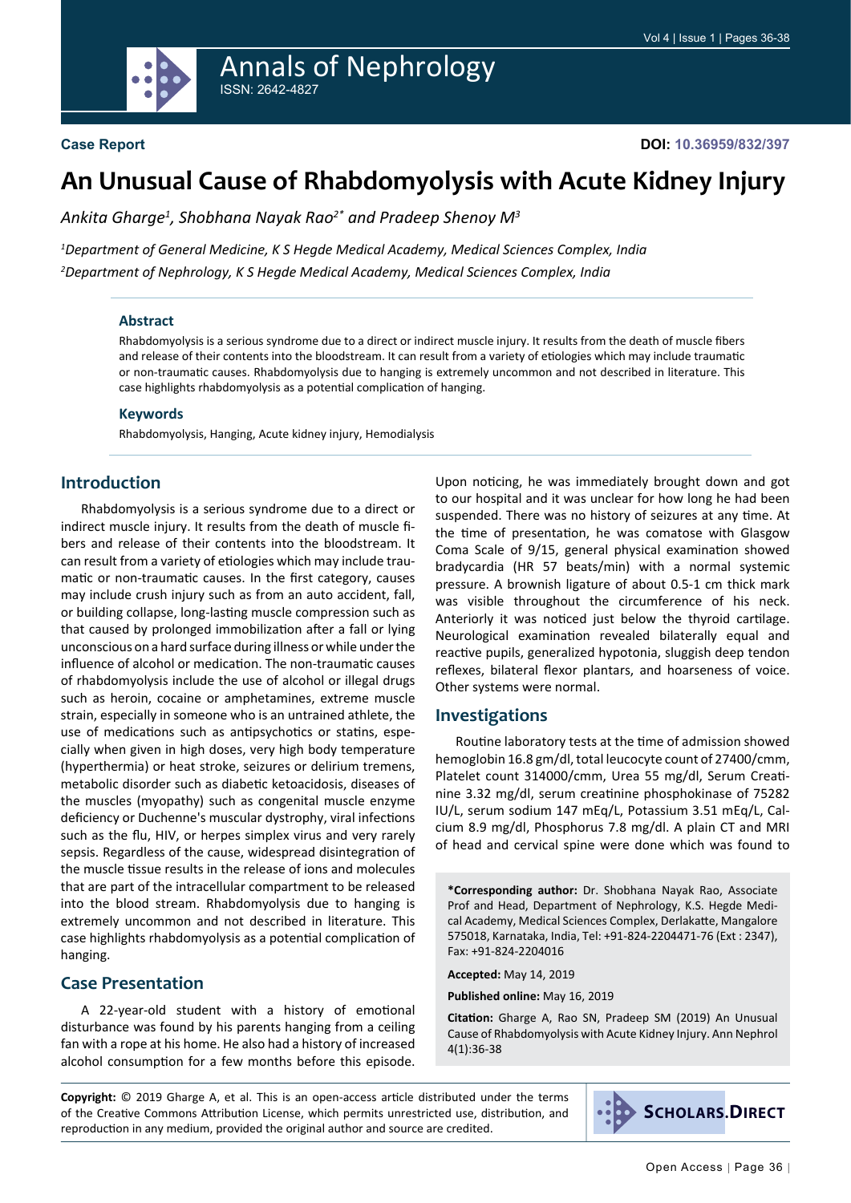Case Report

DOI: 10.36959/832/397

# An Unusual Cause of Rhabdomyolysis with Acute Kidney Injury

*Ankita Gharge[1], Shobhana Nayak Rao[2*] and Pradeep Shenoy M[3]*

*[1]Department of General Medicine, K S Hegde Medical Academy, Medical Sciences Complex, India*

*[2]Department of Nephrology, K S Hegde Medical Academy, Medical Sciences Complex, India*

### Abstract

Rhabdomyolysis is a serious syndrome due to a direct or indirect muscle injury. It results from the death of muscle fibers and release of their contents into the bloodstream. It can result from a variety of etiologies which may include traumatic or non-traumatic causes. Rhabdomyolysis due to hanging is extremely uncommon and not described in literature. This case highlights rhabdomyolysis as a potential complication of hanging.

### Keywords

Rhabdomyolysis, Hanging, Acute kidney injury, Hemodialysis

## Introduction

Rhabdomyolysis is a serious syndrome due to a direct or indirect muscle injury. It results from the death of muscle fibers and release of their contents into the bloodstream. It can result from a variety of etiologies which may include traumatic or non-traumatic causes. In the first category, causes may include crush injury such as from an auto accident, fall, or building collapse, long-lasting muscle compression such as that caused by prolonged immobilization after a fall or lying unconscious on a hard surface during illness or while under the influence of alcohol or medication. The non-traumatic causes of rhabdomyolysis include the use of alcohol or illegal drugs such as heroin, cocaine or amphetamines, extreme muscle strain, especially in someone who is an untrained athlete, the use of medications such as antipsychotics or statins, especially when given in high doses, very high body temperature (hyperthermia) or heat stroke, seizures or delirium tremens, metabolic disorder such as diabetic ketoacidosis, diseases of the muscles (myopathy) such as congenital muscle enzyme deficiency or Duchenne's muscular dystrophy, viral infections such as the flu, HIV, or herpes simplex virus and very rarely sepsis. Regardless of the cause, widespread disintegration of the muscle tissue results in the release of ions and molecules that are part of the intracellular compartment to be released into the blood stream. Rhabdomyolysis due to hanging is extremely uncommon and not described in literature. This case highlights rhabdomyolysis as a potential complication of hanging.

## Case Presentation

A 22-year-old student with a history of emotional disturbance was found by his parents hanging from a ceiling fan with a rope at his home. He also had a history of increased alcohol consumption for a few months before this episode. Upon noticing, he was immediately brought down and got to our hospital and it was unclear for how long he had been suspended. There was no history of seizures at any time. At the time of presentation, he was comatose with Glasgow Coma Scale of 9/15, general physical examination showed bradycardia (HR 57 beats/min) with a normal systemic pressure. A brownish ligature of about 0.5-1 cm thick mark was visible throughout the circumference of his neck. Anteriorly it was noticed just below the thyroid cartilage. Neurological examination revealed bilaterally equal and reactive pupils, generalized hypotonia, sluggish deep tendon reflexes, bilateral flexor plantars, and hoarseness of voice. Other systems were normal.

## Investigations

Routine laboratory tests at the time of admission showed hemoglobin 16.8 gm/dl, total leucocyte count of 27400/cmm, Platelet count 314000/cmm, Urea 55 mg/dl, Serum Creatinine 3.32 mg/dl, serum creatinine phosphokinase of 75282 IU/L, serum sodium 147 mEq/L, Potassium 3.51 mEq/L, Calcium 8.9 mg/dl, Phosphorus 7.8 mg/dl. A plain CT and MRI of head and cervical spine were done which was found to

**\*Corresponding author:** Dr. Shobhana Nayak Rao, Associate Prof and Head, Department of Nephrology, K.S. Hegde Medical Academy, Medical Sciences Complex, Derlakatte, Mangalore 575018, Karnataka, India, Tel: +91-824-2204471-76 (Ext : 2347), Fax: +91-824-2204016

**Accepted:** May 14, 2019

**Published online:** May 16, 2019

**Citation:** Gharge A, Rao SN, Pradeep SM (2019) An Unusual Cause of Rhabdomyolysis with Acute Kidney Injury. Ann Nephrol 4(1):36-38

**Copyright:** © 2019 Gharge A, et al. This is an open-access article distributed under the terms of the Creative Commons Attribution License, which permits unrestricted use, distribution, and reproduction in any medium, provided the original author and source are credited.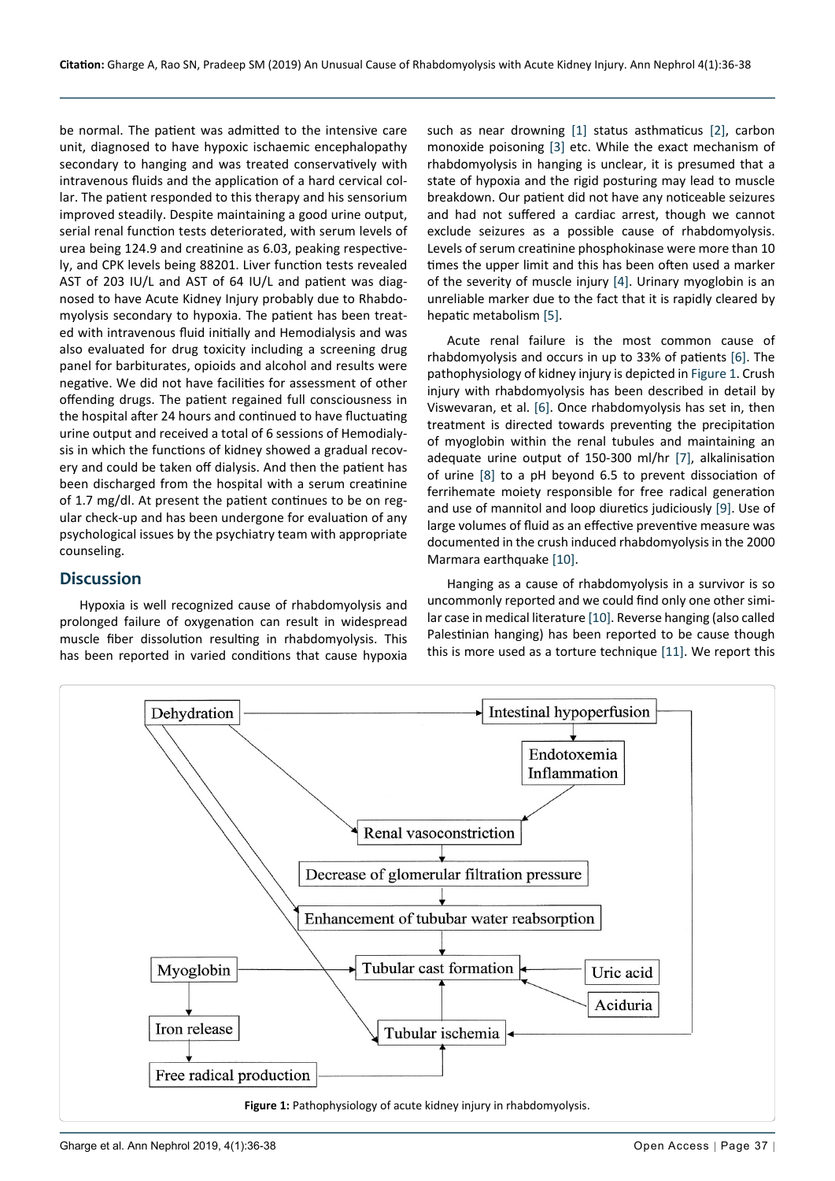be normal. The patient was admitted to the intensive care unit, diagnosed to have hypoxic ischaemic encephalopathy secondary to hanging and was treated conservatively with intravenous fluids and the application of a hard cervical collar. The patient responded to this therapy and his sensorium improved steadily. Despite maintaining a good urine output, serial renal function tests deteriorated, with serum levels of urea being 124.9 and creatinine as 6.03, peaking respectively, and CPK levels being 88201. Liver function tests revealed AST of 203 IU/L and AST of 64 IU/L and patient was diagnosed to have Acute Kidney Injury probably due to Rhabdomyolysis secondary to hypoxia. The patient has been treated with intravenous fluid initially and Hemodialysis and was also evaluated for drug toxicity including a screening drug panel for barbiturates, opioids and alcohol and results were negative. We did not have facilities for assessment of other offending drugs. The patient regained full consciousness in the hospital after 24 hours and continued to have fluctuating urine output and received a total of 6 sessions of Hemodialysis in which the functions of kidney showed a gradual recovery and could be taken off dialysis. And then the patient has been discharged from the hospital with a serum creatinine of 1.7 mg/dl. At present the patient continues to be on regular check-up and has been undergone for evaluation of any psychological issues by the psychiatry team with appropriate counseling.

## Discussion

Hypoxia is well recognized cause of rhabdomyolysis and prolonged failure of oxygenation can result in widespread muscle fiber dissolution resulting in rhabdomyolysis. This has been reported in varied conditions that cause hypoxia such as near drowning [1] status asthmaticus [2], carbon monoxide poisoning [3] etc. While the exact mechanism of rhabdomyolysis in hanging is unclear, it is presumed that a state of hypoxia and the rigid posturing may lead to muscle breakdown. Our patient did not have any noticeable seizures and had not suffered a cardiac arrest, though we cannot exclude seizures as a possible cause of rhabdomyolysis. Levels of serum creatinine phosphokinase were more than 10 times the upper limit and this has been often used a marker of the severity of muscle injury [4]. Urinary myoglobin is an unreliable marker due to the fact that it is rapidly cleared by hepatic metabolism [5].

Acute renal failure is the most common cause of rhabdomyolysis and occurs in up to 33% of patients [6]. The pathophysiology of kidney injury is depicted in Figure 1. Crush injury with rhabdomyolysis has been described in detail by Viswevaran, et al. [6]. Once rhabdomyolysis has set in, then treatment is directed towards preventing the precipitation of myoglobin within the renal tubules and maintaining an adequate urine output of 150-300 ml/hr [7], alkalinisation of urine [8] to a pH beyond 6.5 to prevent dissociation of ferrihemate moiety responsible for free radical generation and use of mannitol and loop diuretics judiciously [9]. Use of large volumes of fluid as an effective preventive measure was documented in the crush induced rhabdomyolysis in the 2000 Marmara earthquake [10].

Hanging as a cause of rhabdomyolysis in a survivor is so uncommonly reported and we could find only one other similar case in medical literature [10]. Reverse hanging (also called Palestinian hanging) has been reported to be cause though this is more used as a torture technique [11]. We report this

**Figure 1:** Pathophysiology of acute kidney injury in rhabdomyolysis.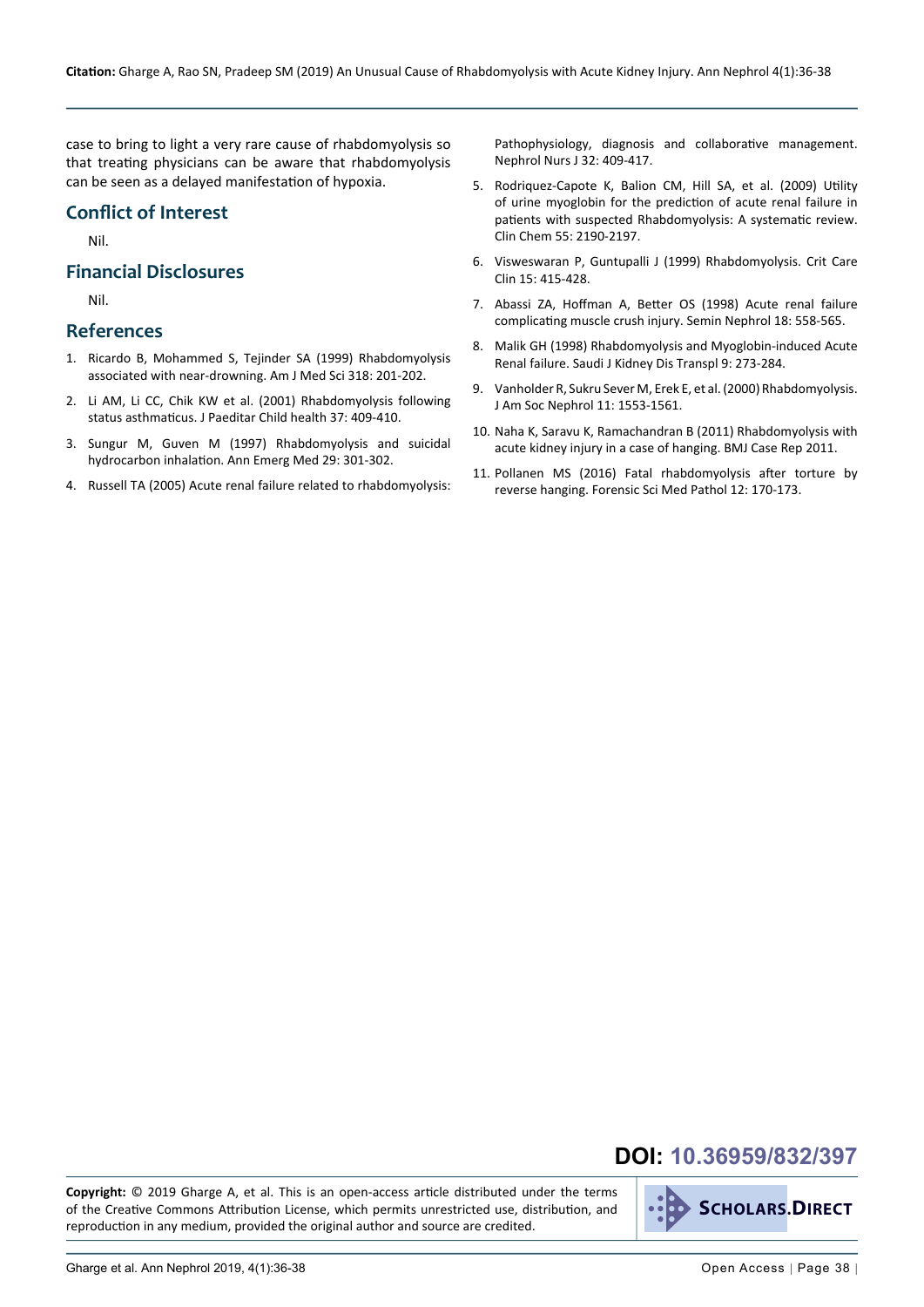case to bring to light a very rare cause of rhabdomyolysis so that treating physicians can be aware that rhabdomyolysis can be seen as a delayed manifestation of hypoxia.

## Conflict of Interest

Nil.

## Financial Disclosures

Nil.

## References

1. Ricardo B, Mohammed S, Tejinder SA (1999) Rhabdomyolysis associated with near-drowning. Am J Med Sci 318: 201-202.
2. Li AM, Li CC, Chik KW et al. (2001) Rhabdomyolysis following status asthmaticus. J Paeditar Child health 37: 409-410.
3. Sungur M, Guven M (1997) Rhabdomyolysis and suicidal hydrocarbon inhalation. Ann Emerg Med 29: 301-302.
4. Russell TA (2005) Acute renal failure related to rhabdomyolysis: Pathophysiology, diagnosis and collaborative management. Nephrol Nurs J 32: 409-417.
5. Rodriquez-Capote K, Balion CM, Hill SA, et al. (2009) Utility of urine myoglobin for the prediction of acute renal failure in patients with suspected Rhabdomyolysis: A systematic review. Clin Chem 55: 2190-2197.
6. Visweswaran P, Guntupalli J (1999) Rhabdomyolysis. Crit Care Clin 15: 415-428.
7. Abassi ZA, Hoffman A, Better OS (1998) Acute renal failure complicating muscle crush injury. Semin Nephrol 18: 558-565.
8. Malik GH (1998) Rhabdomyolysis and Myoglobin-induced Acute Renal failure. Saudi J Kidney Dis Transpl 9: 273-284.
9. Vanholder R, Sukru Sever M, Erek E, et al. (2000) Rhabdomyolysis. J Am Soc Nephrol 11: 1553-1561.
10. Naha K, Saravu K, Ramachandran B (2011) Rhabdomyolysis with acute kidney injury in a case of hanging. BMJ Case Rep 2011.
11. Pollanen MS (2016) Fatal rhabdomyolysis after torture by reverse hanging. Forensic Sci Med Pathol 12: 170-173.

**DOI: 10.36959/832/397**

**Copyright:** © 2019 Gharge A, et al. This is an open-access article distributed under the terms of the Creative Commons Attribution License, which permits unrestricted use, distribution, and reproduction in any medium, provided the original author and source are credited.